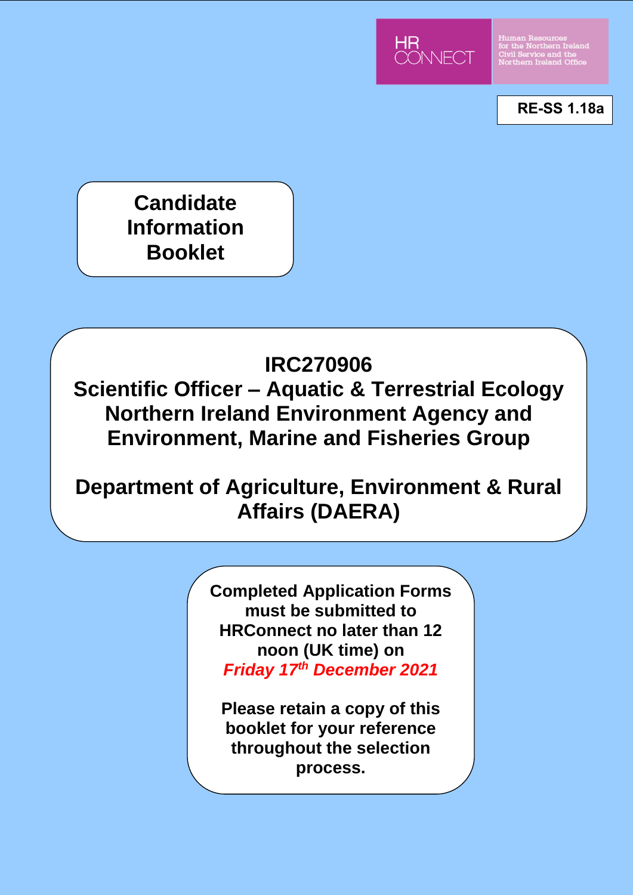HR CONNECT

Human Resources for the Northern Ireland Civil Service and the Northern Ireland Office

**RE-SS 1.18a**

# Candidate Information Booklet

# IRC270906
# Scientific Officer – Aquatic & Terrestrial Ecology
# Northern Ireland Environment Agency and Environment, Marine and Fisheries Group

# Department of Agriculture, Environment & Rural Affairs (DAERA)

**Completed Application Forms must be submitted to HRConnect no later than 12 noon (UK time) on *Friday 17th December 2021***

**Please retain a copy of this booklet for your reference throughout the selection process.**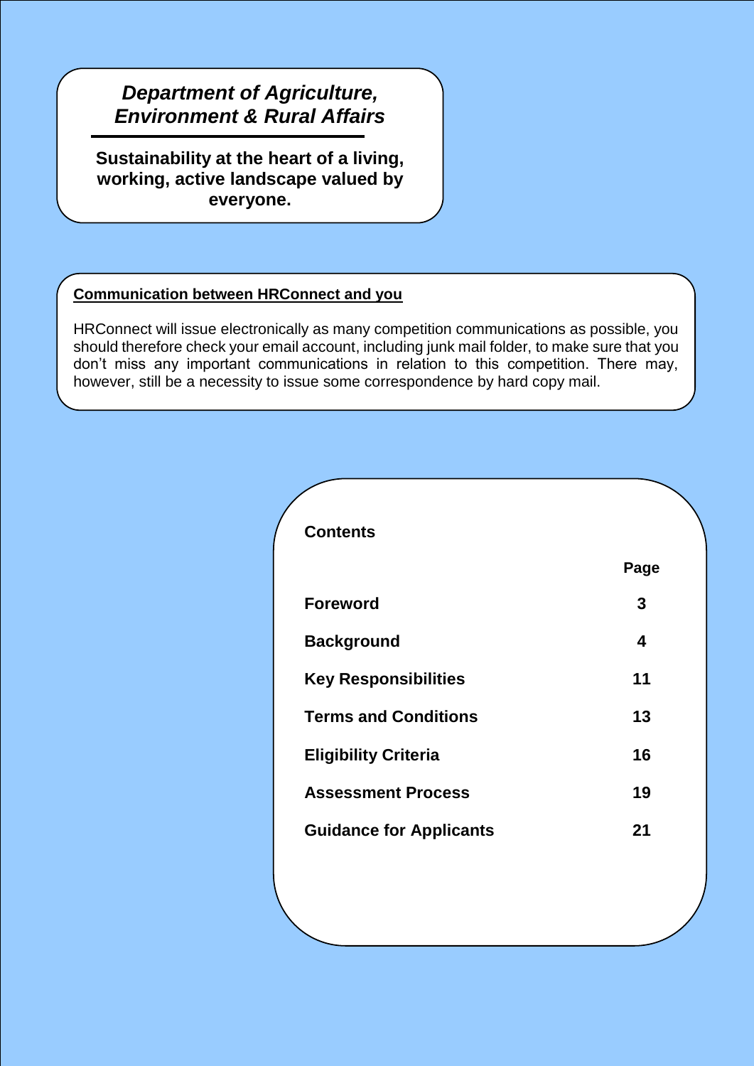***Department of Agriculture, Environment & Rural Affairs***

**Sustainability at the heart of a living, working, active landscape valued by everyone.**

## Communication between HRConnect and you

HRConnect will issue electronically as many competition communications as possible, you should therefore check your email account, including junk mail folder, to make sure that you don't miss any important communications in relation to this competition. There may, however, still be a necessity to issue some correspondence by hard copy mail.

## Contents

| | Page |
| --- | --- |
| **Foreword** | **3** |
| **Background** | **4** |
| **Key Responsibilities** | **11** |
| **Terms and Conditions** | **13** |
| **Eligibility Criteria** | **16** |
| **Assessment Process** | **19** |
| **Guidance for Applicants** | **21** |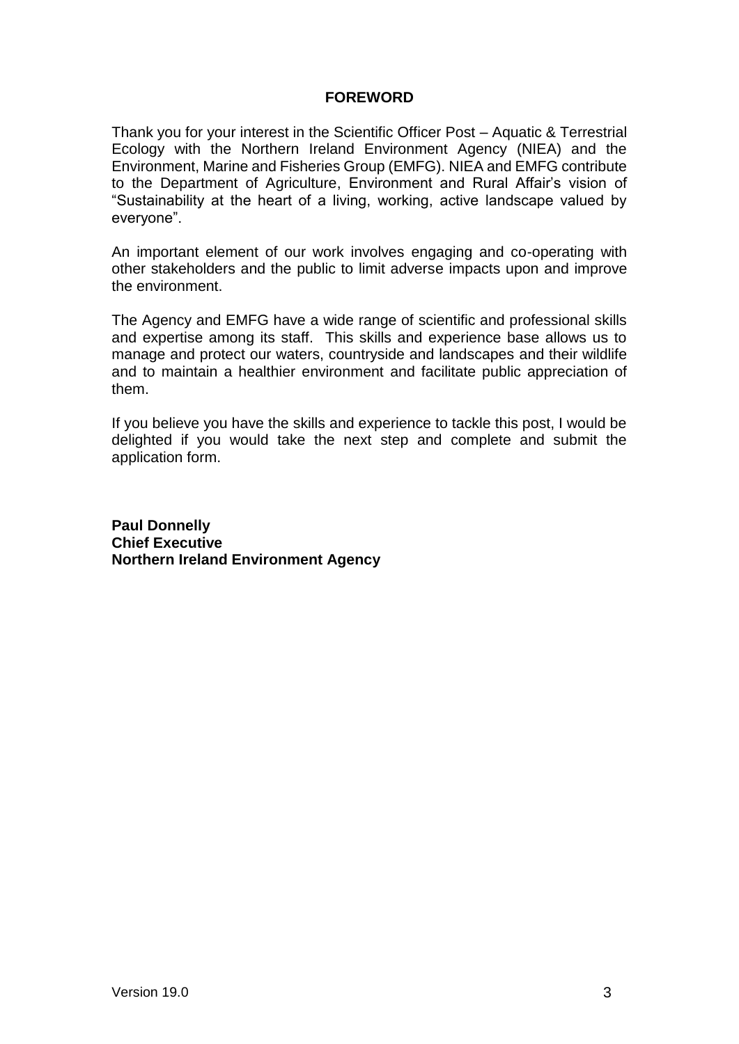## FOREWORD

Thank you for your interest in the Scientific Officer Post – Aquatic & Terrestrial Ecology with the Northern Ireland Environment Agency (NIEA) and the Environment, Marine and Fisheries Group (EMFG). NIEA and EMFG contribute to the Department of Agriculture, Environment and Rural Affair's vision of "Sustainability at the heart of a living, working, active landscape valued by everyone".

An important element of our work involves engaging and co-operating with other stakeholders and the public to limit adverse impacts upon and improve the environment.

The Agency and EMFG have a wide range of scientific and professional skills and expertise among its staff. This skills and experience base allows us to manage and protect our waters, countryside and landscapes and their wildlife and to maintain a healthier environment and facilitate public appreciation of them.

If you believe you have the skills and experience to tackle this post, I would be delighted if you would take the next step and complete and submit the application form.

**Paul Donnelly**
**Chief Executive**
**Northern Ireland Environment Agency**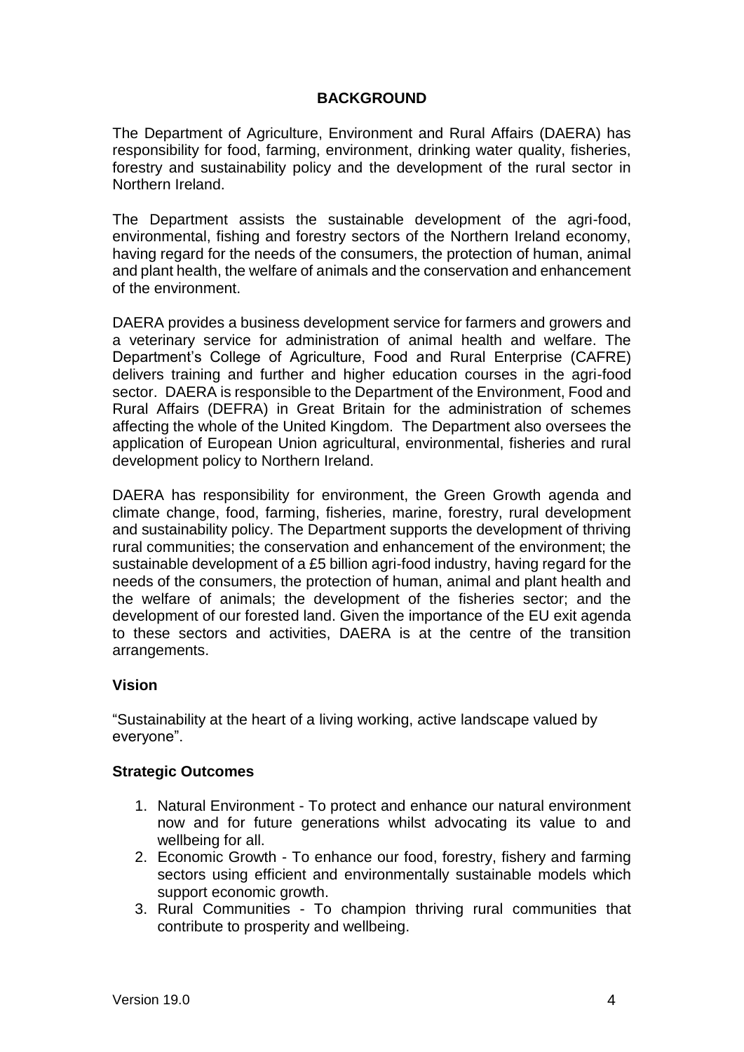## BACKGROUND

The Department of Agriculture, Environment and Rural Affairs (DAERA) has responsibility for food, farming, environment, drinking water quality, fisheries, forestry and sustainability policy and the development of the rural sector in Northern Ireland.

The Department assists the sustainable development of the agri-food, environmental, fishing and forestry sectors of the Northern Ireland economy, having regard for the needs of the consumers, the protection of human, animal and plant health, the welfare of animals and the conservation and enhancement of the environment.

DAERA provides a business development service for farmers and growers and a veterinary service for administration of animal health and welfare. The Department's College of Agriculture, Food and Rural Enterprise (CAFRE) delivers training and further and higher education courses in the agri-food sector. DAERA is responsible to the Department of the Environment, Food and Rural Affairs (DEFRA) in Great Britain for the administration of schemes affecting the whole of the United Kingdom. The Department also oversees the application of European Union agricultural, environmental, fisheries and rural development policy to Northern Ireland.

DAERA has responsibility for environment, the Green Growth agenda and climate change, food, farming, fisheries, marine, forestry, rural development and sustainability policy. The Department supports the development of thriving rural communities; the conservation and enhancement of the environment; the sustainable development of a £5 billion agri-food industry, having regard for the needs of the consumers, the protection of human, animal and plant health and the welfare of animals; the development of the fisheries sector; and the development of our forested land. Given the importance of the EU exit agenda to these sectors and activities, DAERA is at the centre of the transition arrangements.

### Vision

"Sustainability at the heart of a living working, active landscape valued by everyone".

### Strategic Outcomes

1. Natural Environment - To protect and enhance our natural environment now and for future generations whilst advocating its value to and wellbeing for all.
2. Economic Growth - To enhance our food, forestry, fishery and farming sectors using efficient and environmentally sustainable models which support economic growth.
3. Rural Communities - To champion thriving rural communities that contribute to prosperity and wellbeing.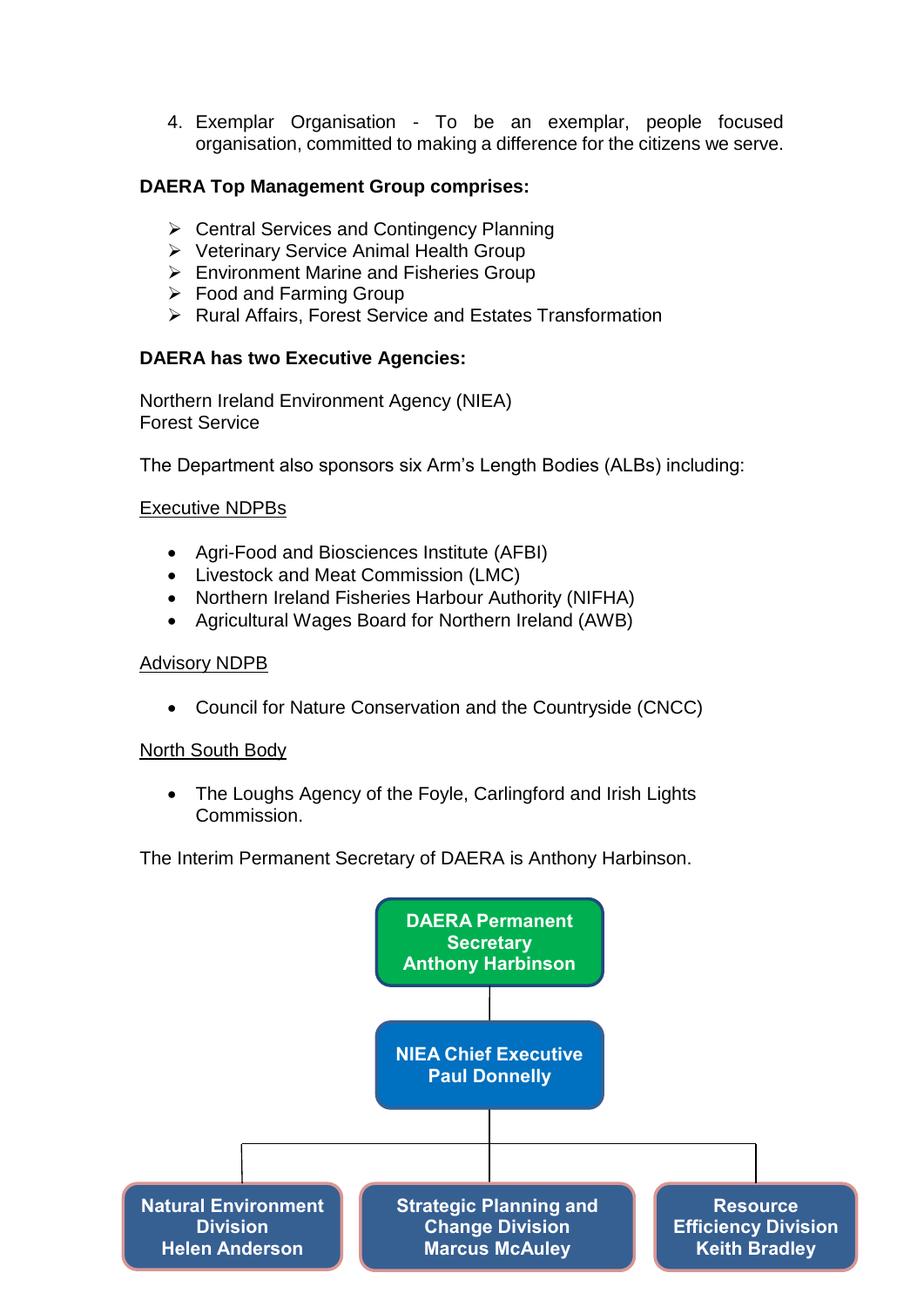4. Exemplar Organisation - To be an exemplar, people focused organisation, committed to making a difference for the citizens we serve.

**DAERA Top Management Group comprises:**

- Central Services and Contingency Planning
- Veterinary Service Animal Health Group
- Environment Marine and Fisheries Group
- Food and Farming Group
- Rural Affairs, Forest Service and Estates Transformation

**DAERA has two Executive Agencies:**

Northern Ireland Environment Agency (NIEA)
Forest Service

The Department also sponsors six Arm's Length Bodies (ALBs) including:

Executive NDPBs

- Agri-Food and Biosciences Institute (AFBI)
- Livestock and Meat Commission (LMC)
- Northern Ireland Fisheries Harbour Authority (NIFHA)
- Agricultural Wages Board for Northern Ireland (AWB)

Advisory NDPB

- Council for Nature Conservation and the Countryside (CNCC)

North South Body

- The Loughs Agency of the Foyle, Carlingford and Irish Lights Commission.

The Interim Permanent Secretary of DAERA is Anthony Harbinson.

**DAERA Permanent Secretary**
**Anthony Harbinson**

**NIEA Chief Executive**
**Paul Donnelly**

- **Natural Environment Division** – **Helen Anderson**
- **Strategic Planning and Change Division** – **Marcus McAuley**
- **Resource Efficiency Division** – **Keith Bradley**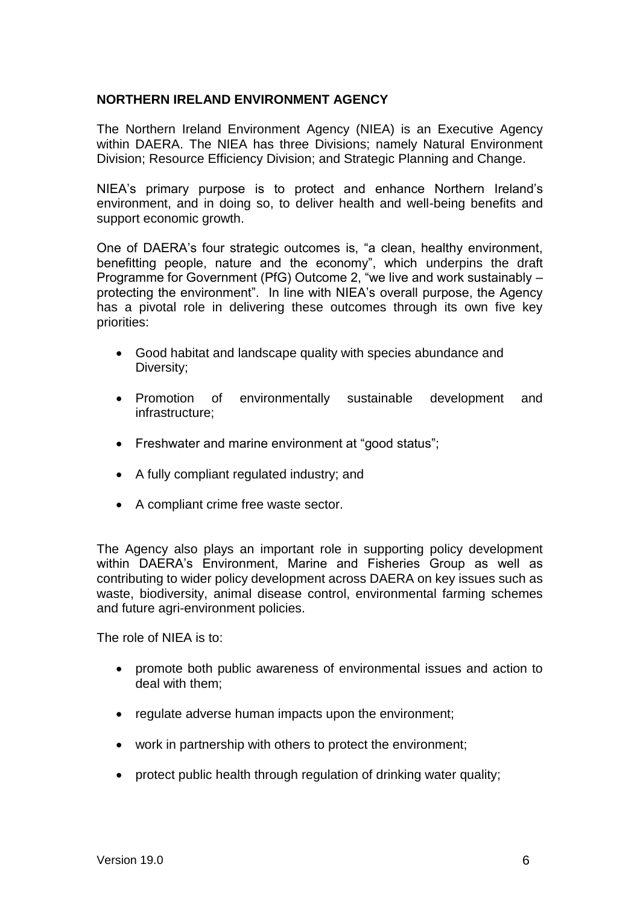**NORTHERN IRELAND ENVIRONMENT AGENCY**

The Northern Ireland Environment Agency (NIEA) is an Executive Agency within DAERA. The NIEA has three Divisions; namely Natural Environment Division; Resource Efficiency Division; and Strategic Planning and Change.

NIEA's primary purpose is to protect and enhance Northern Ireland's environment, and in doing so, to deliver health and well-being benefits and support economic growth.

One of DAERA's four strategic outcomes is, "a clean, healthy environment, benefitting people, nature and the economy", which underpins the draft Programme for Government (PfG) Outcome 2, "we live and work sustainably – protecting the environment". In line with NIEA's overall purpose, the Agency has a pivotal role in delivering these outcomes through its own five key priorities:

- Good habitat and landscape quality with species abundance and Diversity;
- Promotion of environmentally sustainable development and infrastructure;
- Freshwater and marine environment at "good status";
- A fully compliant regulated industry; and
- A compliant crime free waste sector.

The Agency also plays an important role in supporting policy development within DAERA's Environment, Marine and Fisheries Group as well as contributing to wider policy development across DAERA on key issues such as waste, biodiversity, animal disease control, environmental farming schemes and future agri-environment policies.

The role of NIEA is to:

- promote both public awareness of environmental issues and action to deal with them;
- regulate adverse human impacts upon the environment;
- work in partnership with others to protect the environment;
- protect public health through regulation of drinking water quality;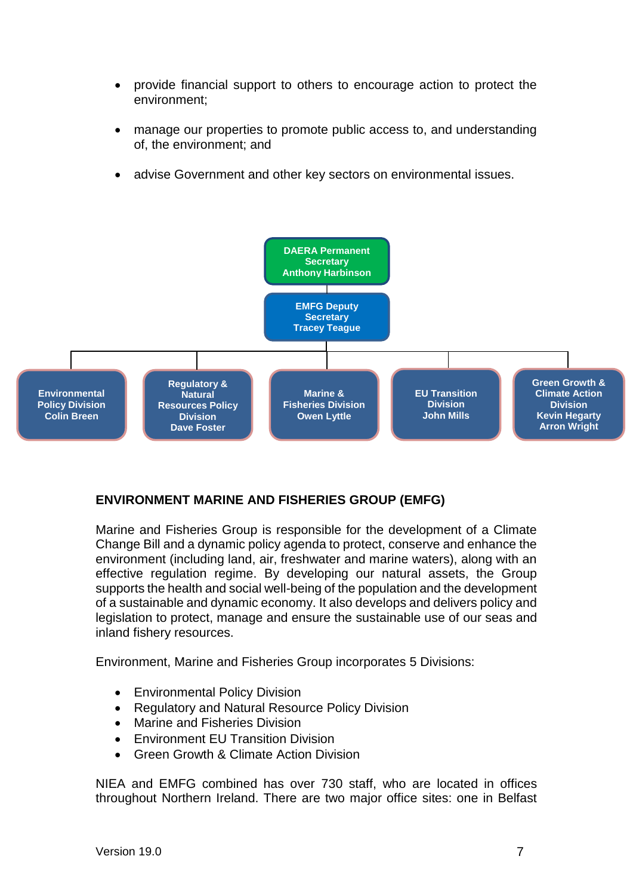- provide financial support to others to encourage action to protect the environment;
- manage our properties to promote public access to, and understanding of, the environment; and
- advise Government and other key sectors on environmental issues.

**DAERA Permanent Secretary**
**Anthony Harbinson**

**EMFG Deputy Secretary**
**Tracey Teague**

- **Environmental Policy Division** – Colin Breen
- **Regulatory & Natural Resources Policy Division** – Dave Foster
- **Marine & Fisheries Division** – Owen Lyttle
- **EU Transition Division** – John Mills
- **Green Growth & Climate Action Division** – Kevin Hegarty, Arron Wright

**ENVIRONMENT MARINE AND FISHERIES GROUP (EMFG)**

Marine and Fisheries Group is responsible for the development of a Climate Change Bill and a dynamic policy agenda to protect, conserve and enhance the environment (including land, air, freshwater and marine waters), along with an effective regulation regime. By developing our natural assets, the Group supports the health and social well-being of the population and the development of a sustainable and dynamic economy. It also develops and delivers policy and legislation to protect, manage and ensure the sustainable use of our seas and inland fishery resources.

Environment, Marine and Fisheries Group incorporates 5 Divisions:

- Environmental Policy Division
- Regulatory and Natural Resource Policy Division
- Marine and Fisheries Division
- Environment EU Transition Division
- Green Growth & Climate Action Division

NIEA and EMFG combined has over 730 staff, who are located in offices throughout Northern Ireland. There are two major office sites: one in Belfast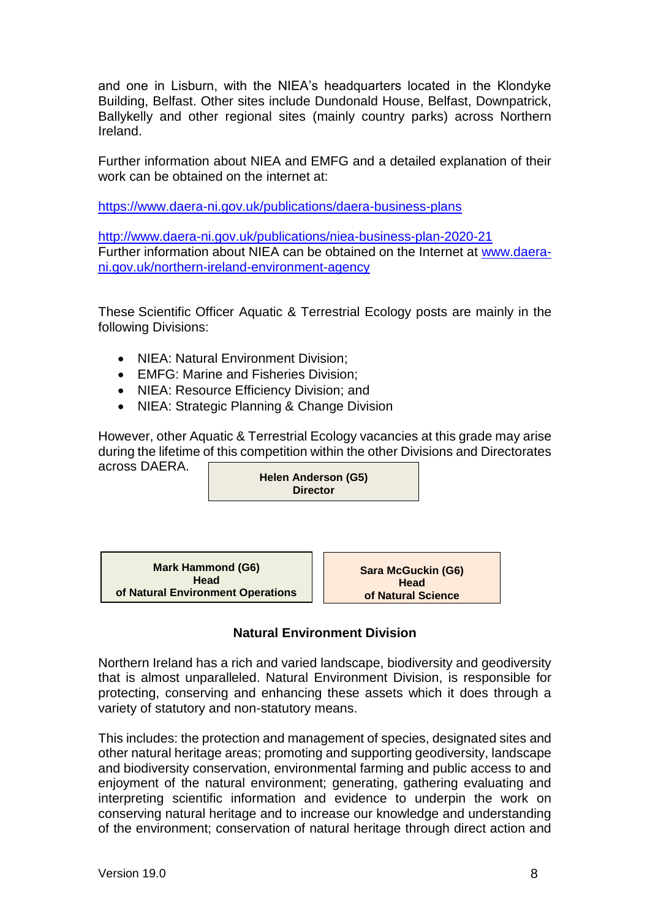and one in Lisburn, with the NIEA's headquarters located in the Klondyke Building, Belfast. Other sites include Dundonald House, Belfast, Downpatrick, Ballykelly and other regional sites (mainly country parks) across Northern Ireland.

Further information about NIEA and EMFG and a detailed explanation of their work can be obtained on the internet at:

https://www.daera-ni.gov.uk/publications/daera-business-plans

http://www.daera-ni.gov.uk/publications/niea-business-plan-2020-21
Further information about NIEA can be obtained on the Internet at www.daera-ni.gov.uk/northern-ireland-environment-agency

These Scientific Officer Aquatic & Terrestrial Ecology posts are mainly in the following Divisions:

- NIEA: Natural Environment Division;
- EMFG: Marine and Fisheries Division;
- NIEA: Resource Efficiency Division; and
- NIEA: Strategic Planning & Change Division

However, other Aquatic & Terrestrial Ecology vacancies at this grade may arise during the lifetime of this competition within the other Divisions and Directorates across DAERA.

**Helen Anderson (G5)**
**Director**

**Mark Hammond (G6)**
**Head**
**of Natural Environment Operations**

**Sara McGuckin (G6)**
**Head**
**of Natural Science**

### Natural Environment Division

Northern Ireland has a rich and varied landscape, biodiversity and geodiversity that is almost unparalleled. Natural Environment Division, is responsible for protecting, conserving and enhancing these assets which it does through a variety of statutory and non-statutory means.

This includes: the protection and management of species, designated sites and other natural heritage areas; promoting and supporting geodiversity, landscape and biodiversity conservation, environmental farming and public access to and enjoyment of the natural environment; generating, gathering evaluating and interpreting scientific information and evidence to underpin the work on conserving natural heritage and to increase our knowledge and understanding of the environment; conservation of natural heritage through direct action and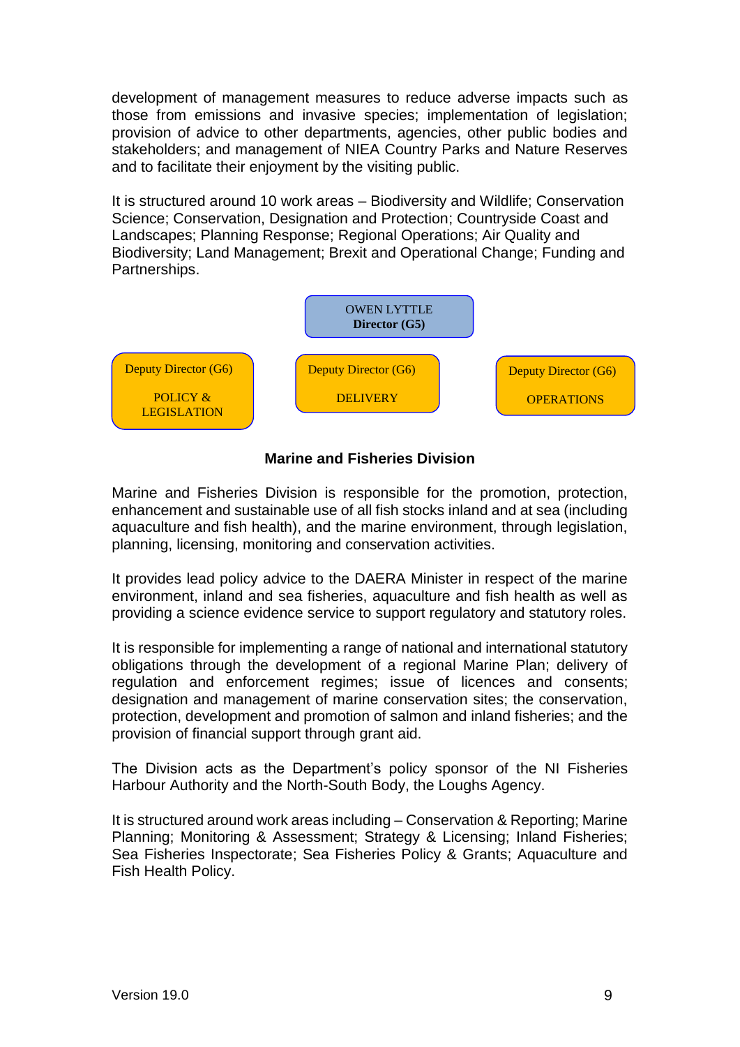development of management measures to reduce adverse impacts such as those from emissions and invasive species; implementation of legislation; provision of advice to other departments, agencies, other public bodies and stakeholders; and management of NIEA Country Parks and Nature Reserves and to facilitate their enjoyment by the visiting public.

It is structured around 10 work areas – Biodiversity and Wildlife; Conservation Science; Conservation, Designation and Protection; Countryside Coast and Landscapes; Planning Response; Regional Operations; Air Quality and Biodiversity; Land Management; Brexit and Operational Change; Funding and Partnerships.

OWEN LYTTLE
**Director (G5)**

- Deputy Director (G6) – POLICY & LEGISLATION
- Deputy Director (G6) – DELIVERY
- Deputy Director (G6) – OPERATIONS

## Marine and Fisheries Division

Marine and Fisheries Division is responsible for the promotion, protection, enhancement and sustainable use of all fish stocks inland and at sea (including aquaculture and fish health), and the marine environment, through legislation, planning, licensing, monitoring and conservation activities.

It provides lead policy advice to the DAERA Minister in respect of the marine environment, inland and sea fisheries, aquaculture and fish health as well as providing a science evidence service to support regulatory and statutory roles.

It is responsible for implementing a range of national and international statutory obligations through the development of a regional Marine Plan; delivery of regulation and enforcement regimes; issue of licences and consents; designation and management of marine conservation sites; the conservation, protection, development and promotion of salmon and inland fisheries; and the provision of financial support through grant aid.

The Division acts as the Department's policy sponsor of the NI Fisheries Harbour Authority and the North-South Body, the Loughs Agency.

It is structured around work areas including – Conservation & Reporting; Marine Planning; Monitoring & Assessment; Strategy & Licensing; Inland Fisheries; Sea Fisheries Inspectorate; Sea Fisheries Policy & Grants; Aquaculture and Fish Health Policy.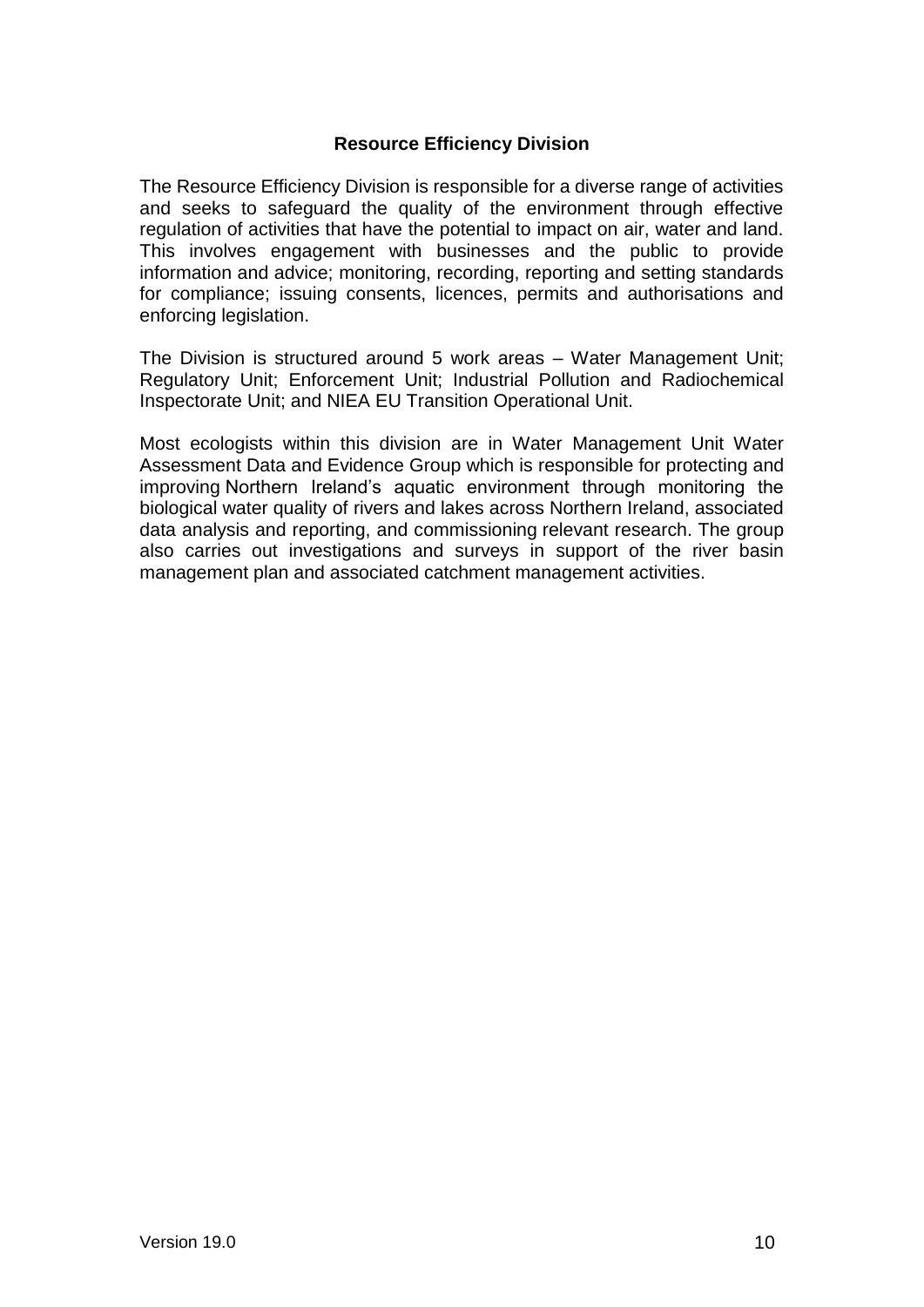## Resource Efficiency Division

The Resource Efficiency Division is responsible for a diverse range of activities and seeks to safeguard the quality of the environment through effective regulation of activities that have the potential to impact on air, water and land. This involves engagement with businesses and the public to provide information and advice; monitoring, recording, reporting and setting standards for compliance; issuing consents, licences, permits and authorisations and enforcing legislation.

The Division is structured around 5 work areas – Water Management Unit; Regulatory Unit; Enforcement Unit; Industrial Pollution and Radiochemical Inspectorate Unit; and NIEA EU Transition Operational Unit.

Most ecologists within this division are in Water Management Unit Water Assessment Data and Evidence Group which is responsible for protecting and improving Northern Ireland's aquatic environment through monitoring the biological water quality of rivers and lakes across Northern Ireland, associated data analysis and reporting, and commissioning relevant research. The group also carries out investigations and surveys in support of the river basin management plan and associated catchment management activities.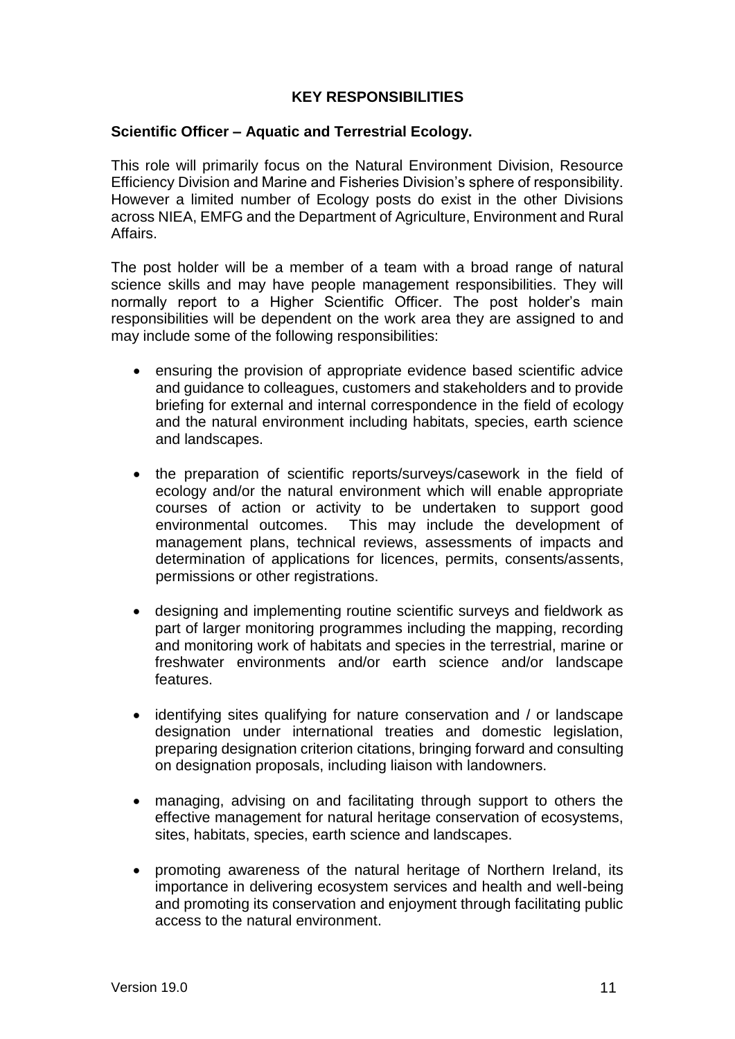## KEY RESPONSIBILITIES

**Scientific Officer – Aquatic and Terrestrial Ecology.**

This role will primarily focus on the Natural Environment Division, Resource Efficiency Division and Marine and Fisheries Division's sphere of responsibility. However a limited number of Ecology posts do exist in the other Divisions across NIEA, EMFG and the Department of Agriculture, Environment and Rural Affairs.

The post holder will be a member of a team with a broad range of natural science skills and may have people management responsibilities. They will normally report to a Higher Scientific Officer. The post holder's main responsibilities will be dependent on the work area they are assigned to and may include some of the following responsibilities:

- ensuring the provision of appropriate evidence based scientific advice and guidance to colleagues, customers and stakeholders and to provide briefing for external and internal correspondence in the field of ecology and the natural environment including habitats, species, earth science and landscapes.
- the preparation of scientific reports/surveys/casework in the field of ecology and/or the natural environment which will enable appropriate courses of action or activity to be undertaken to support good environmental outcomes. This may include the development of management plans, technical reviews, assessments of impacts and determination of applications for licences, permits, consents/assents, permissions or other registrations.
- designing and implementing routine scientific surveys and fieldwork as part of larger monitoring programmes including the mapping, recording and monitoring work of habitats and species in the terrestrial, marine or freshwater environments and/or earth science and/or landscape features.
- identifying sites qualifying for nature conservation and / or landscape designation under international treaties and domestic legislation, preparing designation criterion citations, bringing forward and consulting on designation proposals, including liaison with landowners.
- managing, advising on and facilitating through support to others the effective management for natural heritage conservation of ecosystems, sites, habitats, species, earth science and landscapes.
- promoting awareness of the natural heritage of Northern Ireland, its importance in delivering ecosystem services and health and well-being and promoting its conservation and enjoyment through facilitating public access to the natural environment.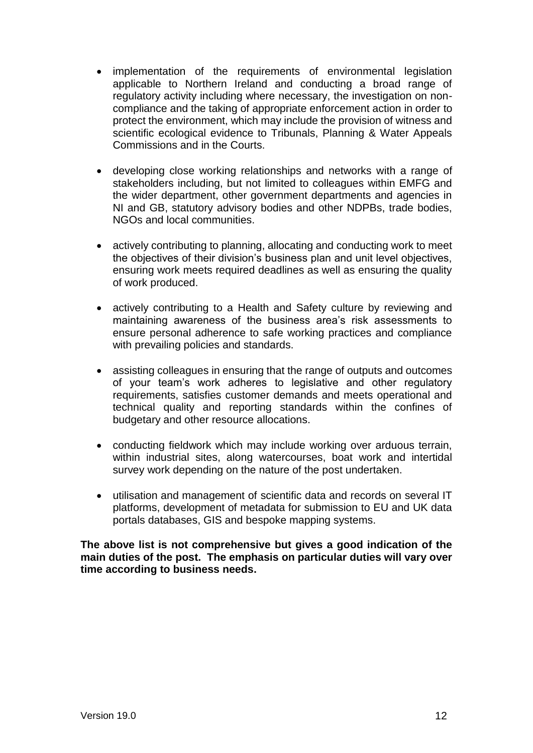- implementation of the requirements of environmental legislation applicable to Northern Ireland and conducting a broad range of regulatory activity including where necessary, the investigation on non-compliance and the taking of appropriate enforcement action in order to protect the environment, which may include the provision of witness and scientific ecological evidence to Tribunals, Planning & Water Appeals Commissions and in the Courts.

- developing close working relationships and networks with a range of stakeholders including, but not limited to colleagues within EMFG and the wider department, other government departments and agencies in NI and GB, statutory advisory bodies and other NDPBs, trade bodies, NGOs and local communities.

- actively contributing to planning, allocating and conducting work to meet the objectives of their division's business plan and unit level objectives, ensuring work meets required deadlines as well as ensuring the quality of work produced.

- actively contributing to a Health and Safety culture by reviewing and maintaining awareness of the business area's risk assessments to ensure personal adherence to safe working practices and compliance with prevailing policies and standards.

- assisting colleagues in ensuring that the range of outputs and outcomes of your team's work adheres to legislative and other regulatory requirements, satisfies customer demands and meets operational and technical quality and reporting standards within the confines of budgetary and other resource allocations.

- conducting fieldwork which may include working over arduous terrain, within industrial sites, along watercourses, boat work and intertidal survey work depending on the nature of the post undertaken.

- utilisation and management of scientific data and records on several IT platforms, development of metadata for submission to EU and UK data portals databases, GIS and bespoke mapping systems.

**The above list is not comprehensive but gives a good indication of the main duties of the post. The emphasis on particular duties will vary over time according to business needs.**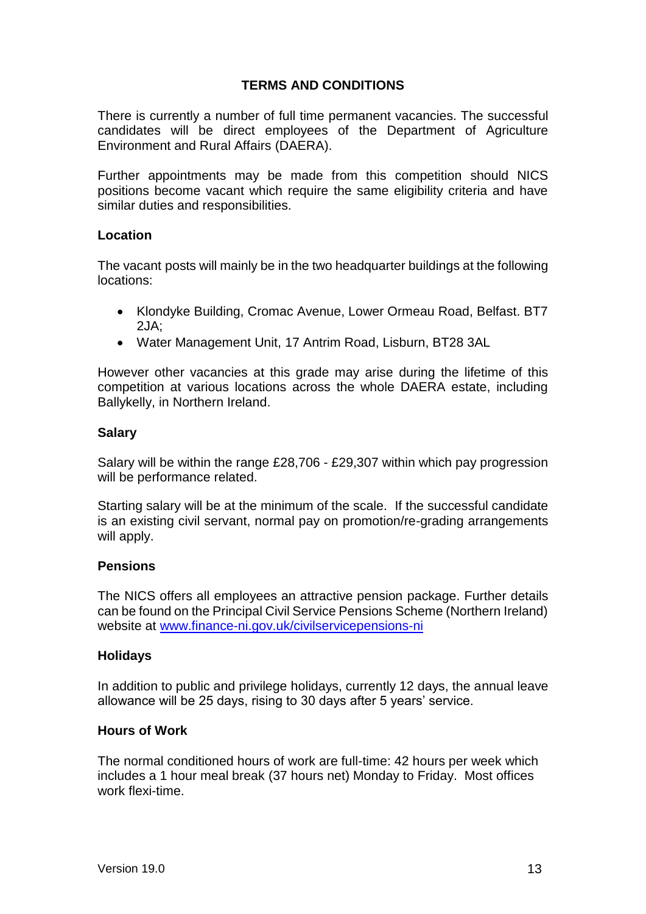## TERMS AND CONDITIONS

There is currently a number of full time permanent vacancies. The successful candidates will be direct employees of the Department of Agriculture Environment and Rural Affairs (DAERA).

Further appointments may be made from this competition should NICS positions become vacant which require the same eligibility criteria and have similar duties and responsibilities.

### Location

The vacant posts will mainly be in the two headquarter buildings at the following locations:

- Klondyke Building, Cromac Avenue, Lower Ormeau Road, Belfast. BT7 2JA;
- Water Management Unit, 17 Antrim Road, Lisburn, BT28 3AL

However other vacancies at this grade may arise during the lifetime of this competition at various locations across the whole DAERA estate, including Ballykelly, in Northern Ireland.

### Salary

Salary will be within the range £28,706 - £29,307 within which pay progression will be performance related.

Starting salary will be at the minimum of the scale. If the successful candidate is an existing civil servant, normal pay on promotion/re-grading arrangements will apply.

### Pensions

The NICS offers all employees an attractive pension package. Further details can be found on the Principal Civil Service Pensions Scheme (Northern Ireland) website at [www.finance-ni.gov.uk/civilservicepensions-ni](http://www.finance-ni.gov.uk/civilservicepensions-ni)

### Holidays

In addition to public and privilege holidays, currently 12 days, the annual leave allowance will be 25 days, rising to 30 days after 5 years' service.

### Hours of Work

The normal conditioned hours of work are full-time: 42 hours per week which includes a 1 hour meal break (37 hours net) Monday to Friday. Most offices work flexi-time.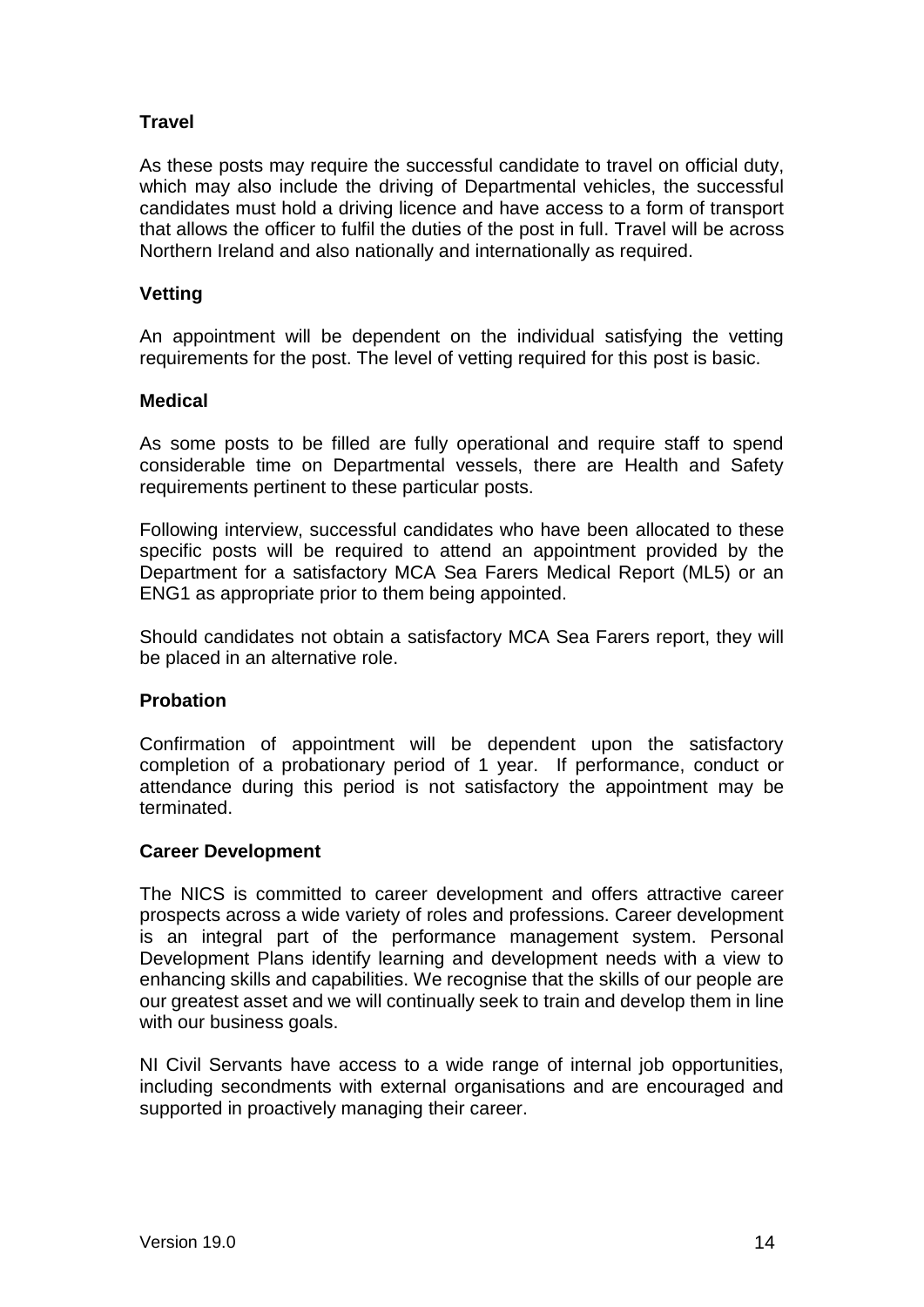**Travel**

As these posts may require the successful candidate to travel on official duty, which may also include the driving of Departmental vehicles, the successful candidates must hold a driving licence and have access to a form of transport that allows the officer to fulfil the duties of the post in full. Travel will be across Northern Ireland and also nationally and internationally as required.

**Vetting**

An appointment will be dependent on the individual satisfying the vetting requirements for the post. The level of vetting required for this post is basic.

**Medical**

As some posts to be filled are fully operational and require staff to spend considerable time on Departmental vessels, there are Health and Safety requirements pertinent to these particular posts.

Following interview, successful candidates who have been allocated to these specific posts will be required to attend an appointment provided by the Department for a satisfactory MCA Sea Farers Medical Report (ML5) or an ENG1 as appropriate prior to them being appointed.

Should candidates not obtain a satisfactory MCA Sea Farers report, they will be placed in an alternative role.

**Probation**

Confirmation of appointment will be dependent upon the satisfactory completion of a probationary period of 1 year. If performance, conduct or attendance during this period is not satisfactory the appointment may be terminated.

**Career Development**

The NICS is committed to career development and offers attractive career prospects across a wide variety of roles and professions. Career development is an integral part of the performance management system. Personal Development Plans identify learning and development needs with a view to enhancing skills and capabilities. We recognise that the skills of our people are our greatest asset and we will continually seek to train and develop them in line with our business goals.

NI Civil Servants have access to a wide range of internal job opportunities, including secondments with external organisations and are encouraged and supported in proactively managing their career.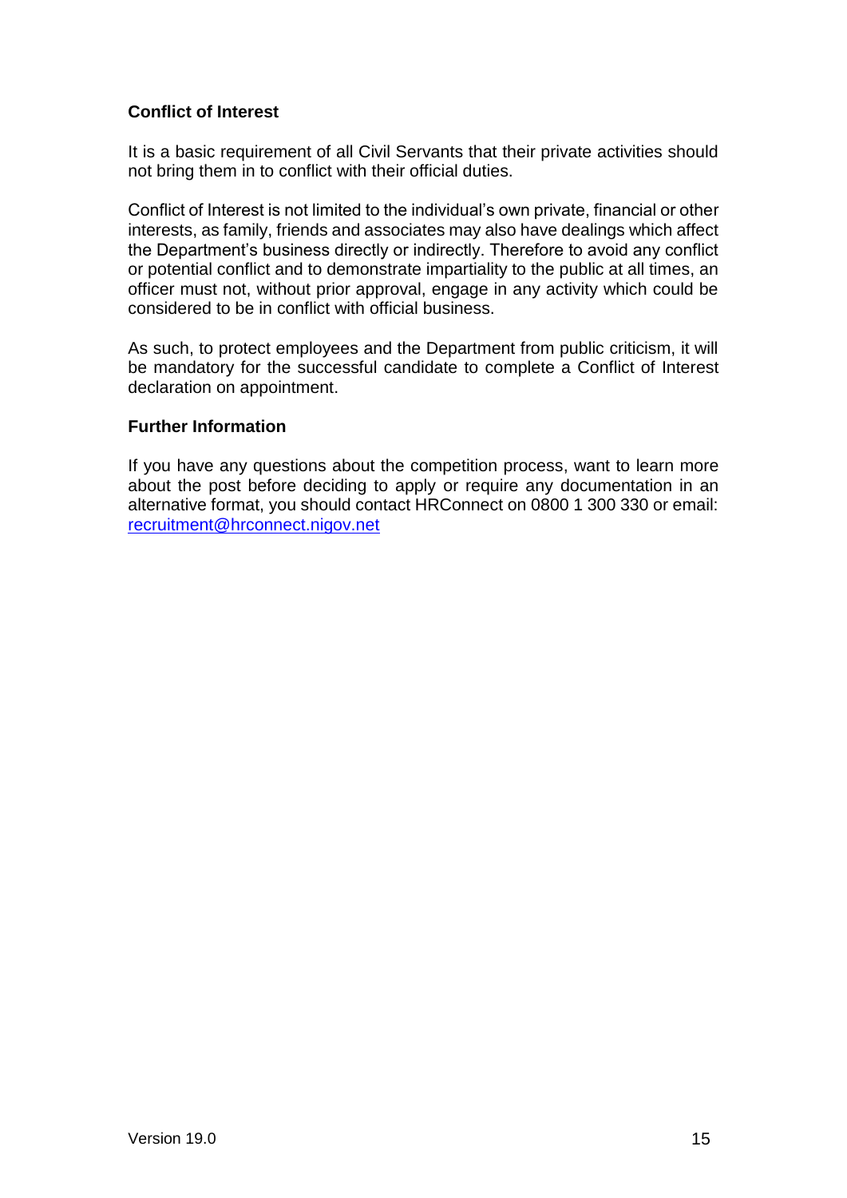**Conflict of Interest**

It is a basic requirement of all Civil Servants that their private activities should not bring them in to conflict with their official duties.

Conflict of Interest is not limited to the individual's own private, financial or other interests, as family, friends and associates may also have dealings which affect the Department's business directly or indirectly. Therefore to avoid any conflict or potential conflict and to demonstrate impartiality to the public at all times, an officer must not, without prior approval, engage in any activity which could be considered to be in conflict with official business.

As such, to protect employees and the Department from public criticism, it will be mandatory for the successful candidate to complete a Conflict of Interest declaration on appointment.

**Further Information**

If you have any questions about the competition process, want to learn more about the post before deciding to apply or require any documentation in an alternative format, you should contact HRConnect on 0800 1 300 330 or email: recruitment@hrconnect.nigov.net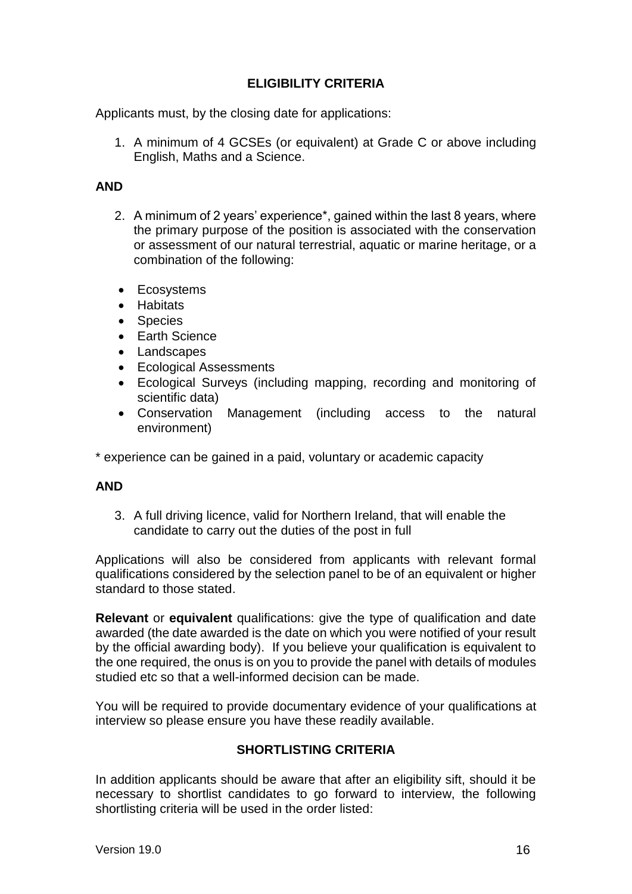## ELIGIBILITY CRITERIA

Applicants must, by the closing date for applications:

1. A minimum of 4 GCSEs (or equivalent) at Grade C or above including English, Maths and a Science.

**AND**

2. A minimum of 2 years' experience*, gained within the last 8 years, where the primary purpose of the position is associated with the conservation or assessment of our natural terrestrial, aquatic or marine heritage, or a combination of the following:

- Ecosystems
- Habitats
- Species
- Earth Science
- Landscapes
- Ecological Assessments
- Ecological Surveys (including mapping, recording and monitoring of scientific data)
- Conservation Management (including access to the natural environment)

* experience can be gained in a paid, voluntary or academic capacity

**AND**

3. A full driving licence, valid for Northern Ireland, that will enable the candidate to carry out the duties of the post in full

Applications will also be considered from applicants with relevant formal qualifications considered by the selection panel to be of an equivalent or higher standard to those stated.

**Relevant** or **equivalent** qualifications: give the type of qualification and date awarded (the date awarded is the date on which you were notified of your result by the official awarding body). If you believe your qualification is equivalent to the one required, the onus is on you to provide the panel with details of modules studied etc so that a well-informed decision can be made.

You will be required to provide documentary evidence of your qualifications at interview so please ensure you have these readily available.

## SHORTLISTING CRITERIA

In addition applicants should be aware that after an eligibility sift, should it be necessary to shortlist candidates to go forward to interview, the following shortlisting criteria will be used in the order listed: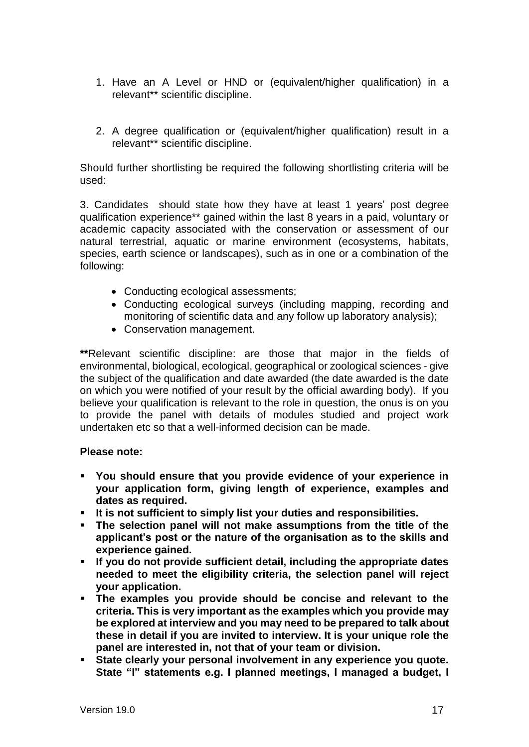1. Have an A Level or HND or (equivalent/higher qualification) in a relevant** scientific discipline.

2. A degree qualification or (equivalent/higher qualification) result in a relevant** scientific discipline.

Should further shortlisting be required the following shortlisting criteria will be used:

3. Candidates should state how they have at least 1 years' post degree qualification experience** gained within the last 8 years in a paid, voluntary or academic capacity associated with the conservation or assessment of our natural terrestrial, aquatic or marine environment (ecosystems, habitats, species, earth science or landscapes), such as in one or a combination of the following:

- Conducting ecological assessments;
- Conducting ecological surveys (including mapping, recording and monitoring of scientific data and any follow up laboratory analysis);
- Conservation management.

**\*\***Relevant scientific discipline: are those that major in the fields of environmental, biological, ecological, geographical or zoological sciences - give the subject of the qualification and date awarded (the date awarded is the date on which you were notified of your result by the official awarding body). If you believe your qualification is relevant to the role in question, the onus is on you to provide the panel with details of modules studied and project work undertaken etc so that a well-informed decision can be made.

**Please note:**

- **You should ensure that you provide evidence of your experience in your application form, giving length of experience, examples and dates as required.**
- **It is not sufficient to simply list your duties and responsibilities.**
- **The selection panel will not make assumptions from the title of the applicant's post or the nature of the organisation as to the skills and experience gained.**
- **If you do not provide sufficient detail, including the appropriate dates needed to meet the eligibility criteria, the selection panel will reject your application.**
- **The examples you provide should be concise and relevant to the criteria. This is very important as the examples which you provide may be explored at interview and you may need to be prepared to talk about these in detail if you are invited to interview. It is your unique role the panel are interested in, not that of your team or division.**
- **State clearly your personal involvement in any experience you quote. State "I" statements e.g. I planned meetings, I managed a budget, I**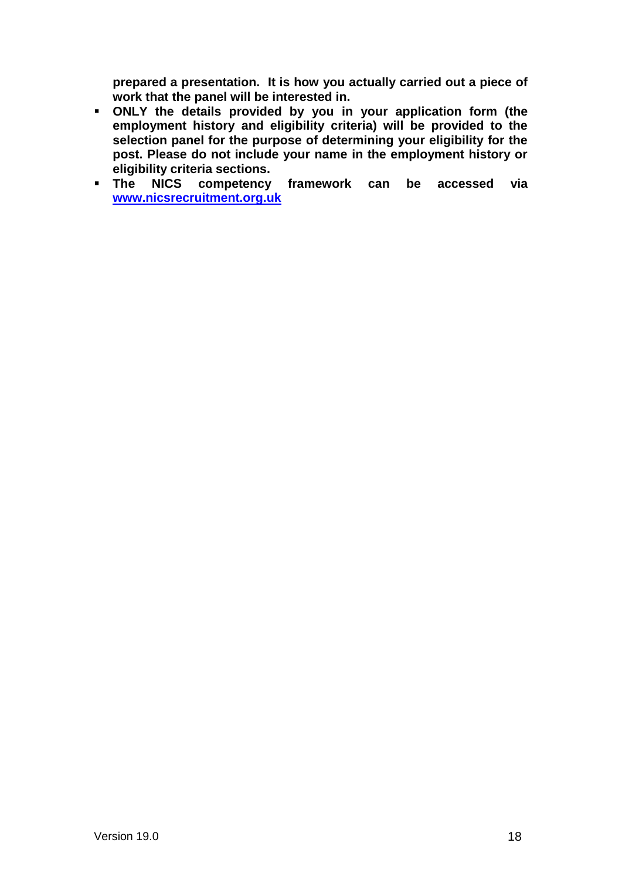**prepared a presentation. It is how you actually carried out a piece of work that the panel will be interested in.**

- **ONLY the details provided by you in your application form (the employment history and eligibility criteria) will be provided to the selection panel for the purpose of determining your eligibility for the post. Please do not include your name in the employment history or eligibility criteria sections.**
- **The NICS competency framework can be accessed via [www.nicsrecruitment.org.uk](www.nicsrecruitment.org.uk)**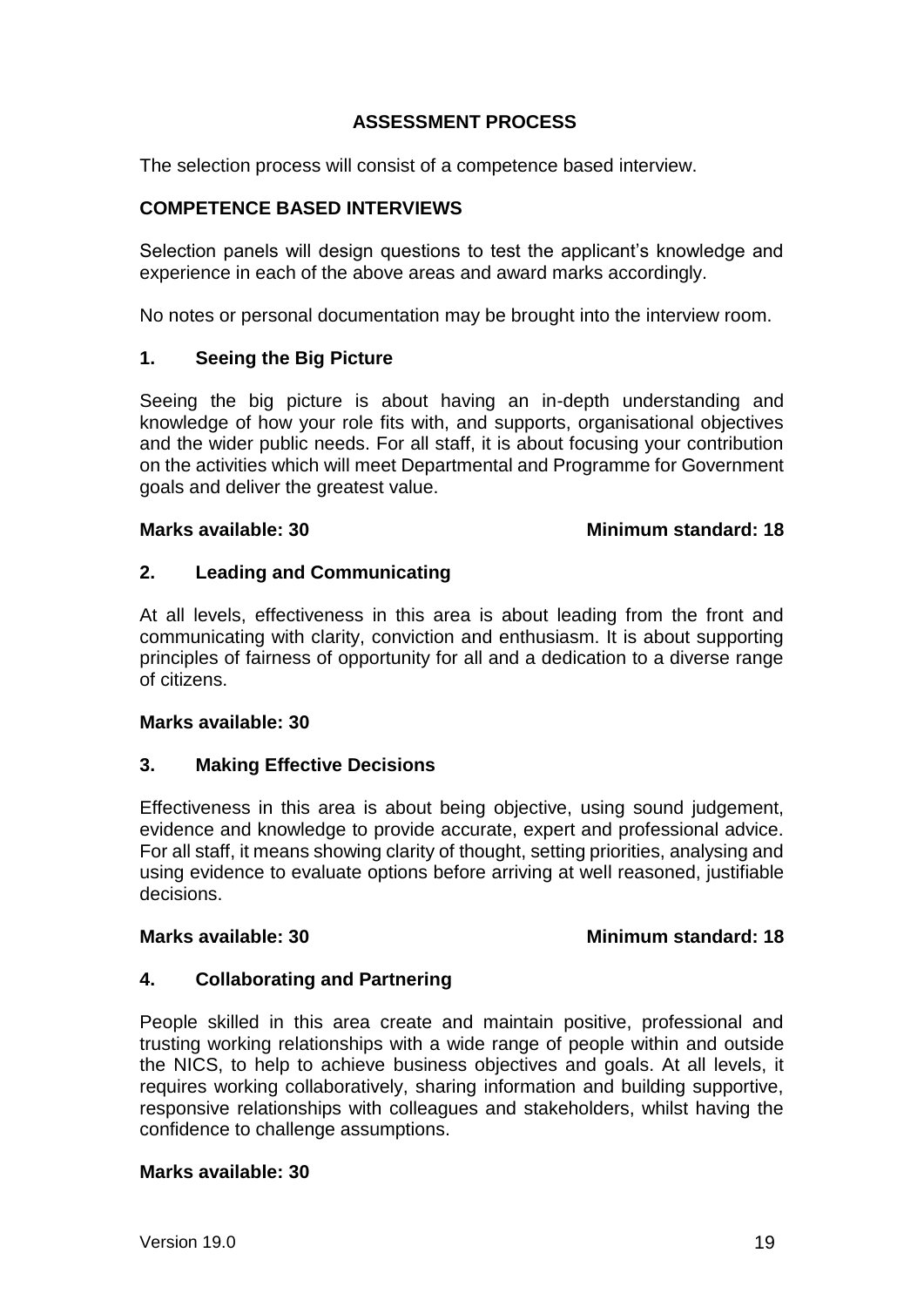## ASSESSMENT PROCESS

The selection process will consist of a competence based interview.

### COMPETENCE BASED INTERVIEWS

Selection panels will design questions to test the applicant's knowledge and experience in each of the above areas and award marks accordingly.

No notes or personal documentation may be brought into the interview room.

### 1. Seeing the Big Picture

Seeing the big picture is about having an in-depth understanding and knowledge of how your role fits with, and supports, organisational objectives and the wider public needs. For all staff, it is about focusing your contribution on the activities which will meet Departmental and Programme for Government goals and deliver the greatest value.

**Marks available: 30** **Minimum standard: 18**

### 2. Leading and Communicating

At all levels, effectiveness in this area is about leading from the front and communicating with clarity, conviction and enthusiasm. It is about supporting principles of fairness of opportunity for all and a dedication to a diverse range of citizens.

**Marks available: 30**

### 3. Making Effective Decisions

Effectiveness in this area is about being objective, using sound judgement, evidence and knowledge to provide accurate, expert and professional advice. For all staff, it means showing clarity of thought, setting priorities, analysing and using evidence to evaluate options before arriving at well reasoned, justifiable decisions.

**Marks available: 30** **Minimum standard: 18**

### 4. Collaborating and Partnering

People skilled in this area create and maintain positive, professional and trusting working relationships with a wide range of people within and outside the NICS, to help to achieve business objectives and goals. At all levels, it requires working collaboratively, sharing information and building supportive, responsive relationships with colleagues and stakeholders, whilst having the confidence to challenge assumptions.

**Marks available: 30**

Version 19.0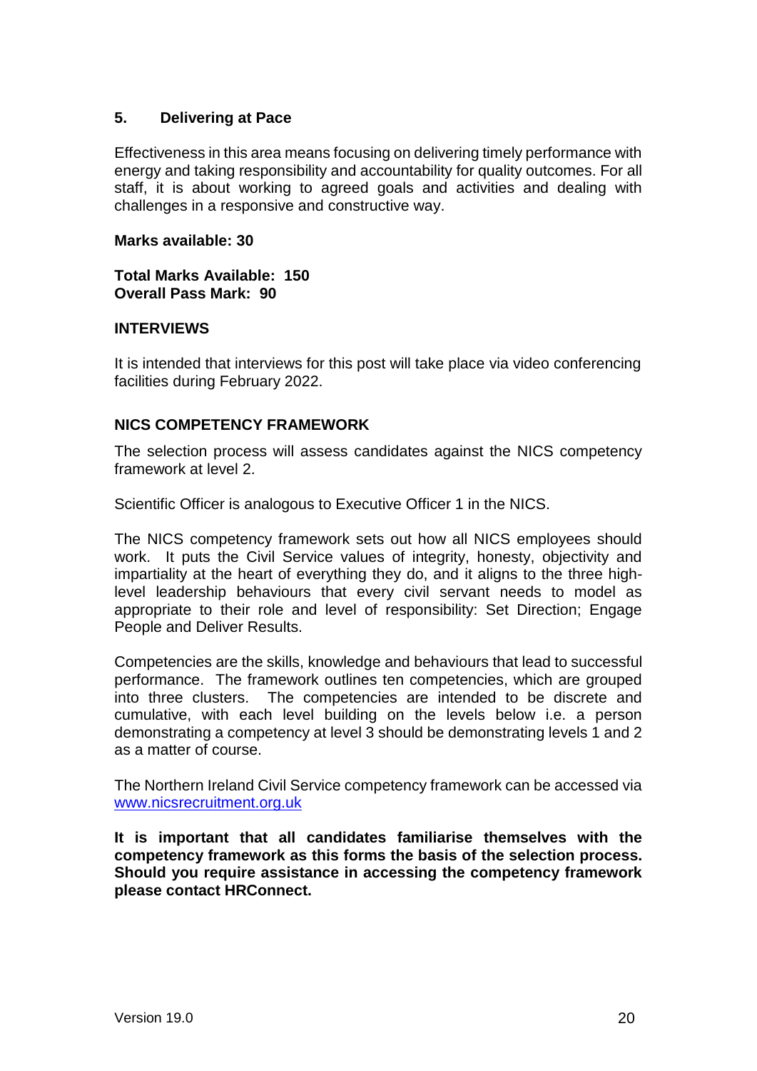### 5. Delivering at Pace

Effectiveness in this area means focusing on delivering timely performance with energy and taking responsibility and accountability for quality outcomes. For all staff, it is about working to agreed goals and activities and dealing with challenges in a responsive and constructive way.

**Marks available: 30**

**Total Marks Available: 150**
**Overall Pass Mark: 90**

## INTERVIEWS

It is intended that interviews for this post will take place via video conferencing facilities during February 2022.

## NICS COMPETENCY FRAMEWORK

The selection process will assess candidates against the NICS competency framework at level 2.

Scientific Officer is analogous to Executive Officer 1 in the NICS.

The NICS competency framework sets out how all NICS employees should work. It puts the Civil Service values of integrity, honesty, objectivity and impartiality at the heart of everything they do, and it aligns to the three high-level leadership behaviours that every civil servant needs to model as appropriate to their role and level of responsibility: Set Direction; Engage People and Deliver Results.

Competencies are the skills, knowledge and behaviours that lead to successful performance. The framework outlines ten competencies, which are grouped into three clusters. The competencies are intended to be discrete and cumulative, with each level building on the levels below i.e. a person demonstrating a competency at level 3 should be demonstrating levels 1 and 2 as a matter of course.

The Northern Ireland Civil Service competency framework can be accessed via [www.nicsrecruitment.org.uk](http://www.nicsrecruitment.org.uk)

**It is important that all candidates familiarise themselves with the competency framework as this forms the basis of the selection process. Should you require assistance in accessing the competency framework please contact HRConnect.**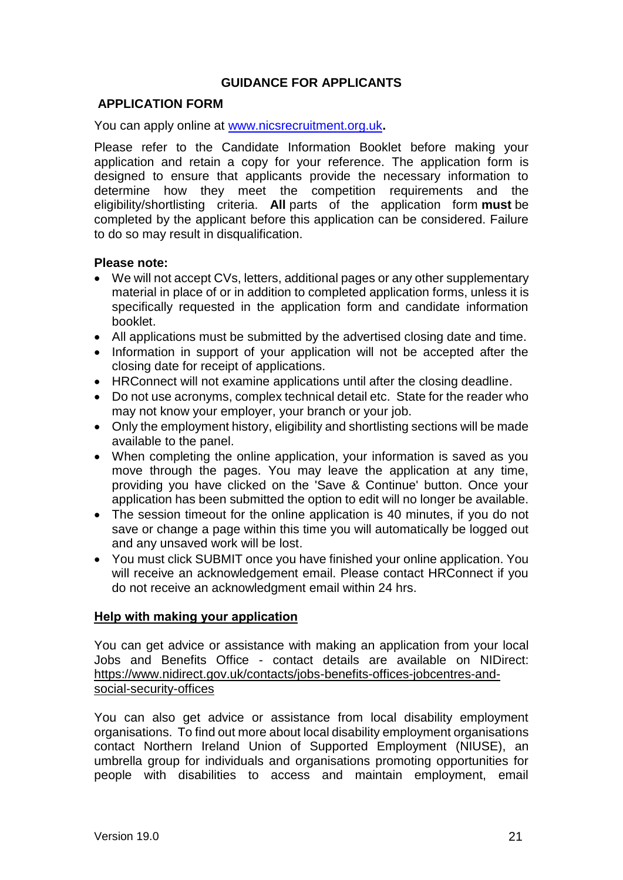# GUIDANCE FOR APPLICANTS

## APPLICATION FORM

You can apply online at [www.nicsrecruitment.org.uk](www.nicsrecruitment.org.uk)**.**

Please refer to the Candidate Information Booklet before making your application and retain a copy for your reference. The application form is designed to ensure that applicants provide the necessary information to determine how they meet the competition requirements and the eligibility/shortlisting criteria. **All** parts of the application form **must** be completed by the applicant before this application can be considered. Failure to do so may result in disqualification.

**Please note:**

- We will not accept CVs, letters, additional pages or any other supplementary material in place of or in addition to completed application forms, unless it is specifically requested in the application form and candidate information booklet.
- All applications must be submitted by the advertised closing date and time.
- Information in support of your application will not be accepted after the closing date for receipt of applications.
- HRConnect will not examine applications until after the closing deadline.
- Do not use acronyms, complex technical detail etc. State for the reader who may not know your employer, your branch or your job.
- Only the employment history, eligibility and shortlisting sections will be made available to the panel.
- When completing the online application, your information is saved as you move through the pages. You may leave the application at any time, providing you have clicked on the 'Save & Continue' button. Once your application has been submitted the option to edit will no longer be available.
- The session timeout for the online application is 40 minutes, if you do not save or change a page within this time you will automatically be logged out and any unsaved work will be lost.
- You must click SUBMIT once you have finished your online application. You will receive an acknowledgement email. Please contact HRConnect if you do not receive an acknowledgment email within 24 hrs.

**Help with making your application**

You can get advice or assistance with making an application from your local Jobs and Benefits Office - contact details are available on NIDirect: https://www.nidirect.gov.uk/contacts/jobs-benefits-offices-jobcentres-and-social-security-offices

You can also get advice or assistance from local disability employment organisations. To find out more about local disability employment organisations contact Northern Ireland Union of Supported Employment (NIUSE), an umbrella group for individuals and organisations promoting opportunities for people with disabilities to access and maintain employment, email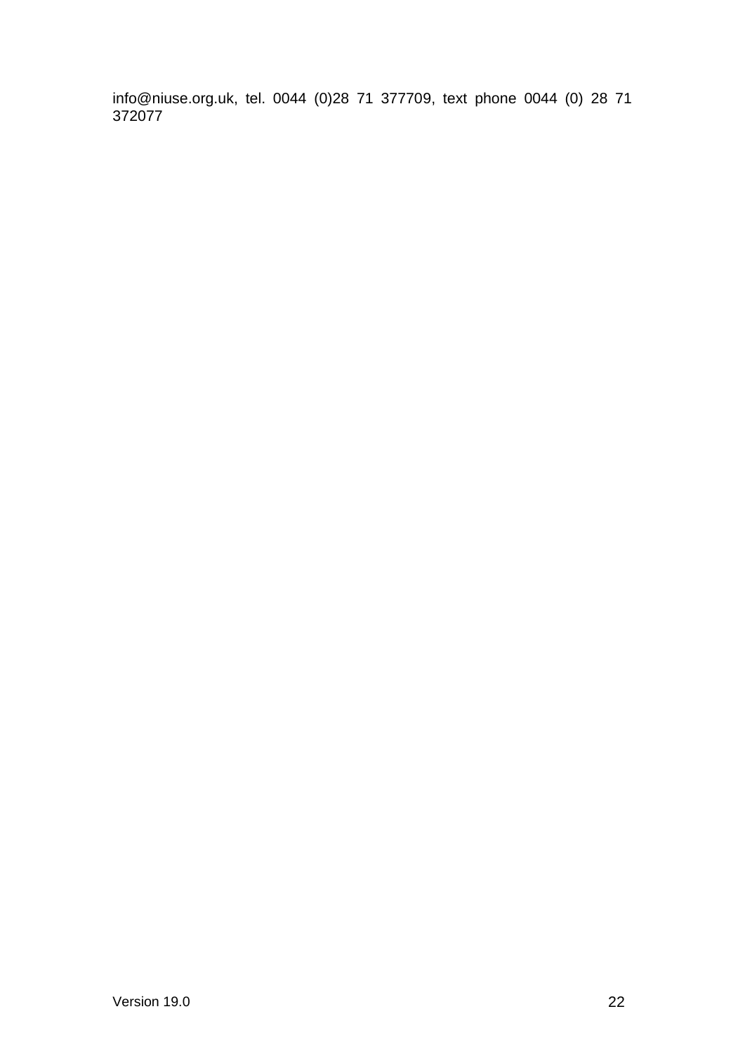info@niuse.org.uk, tel. 0044 (0)28 71 377709, text phone 0044 (0) 28 71 372077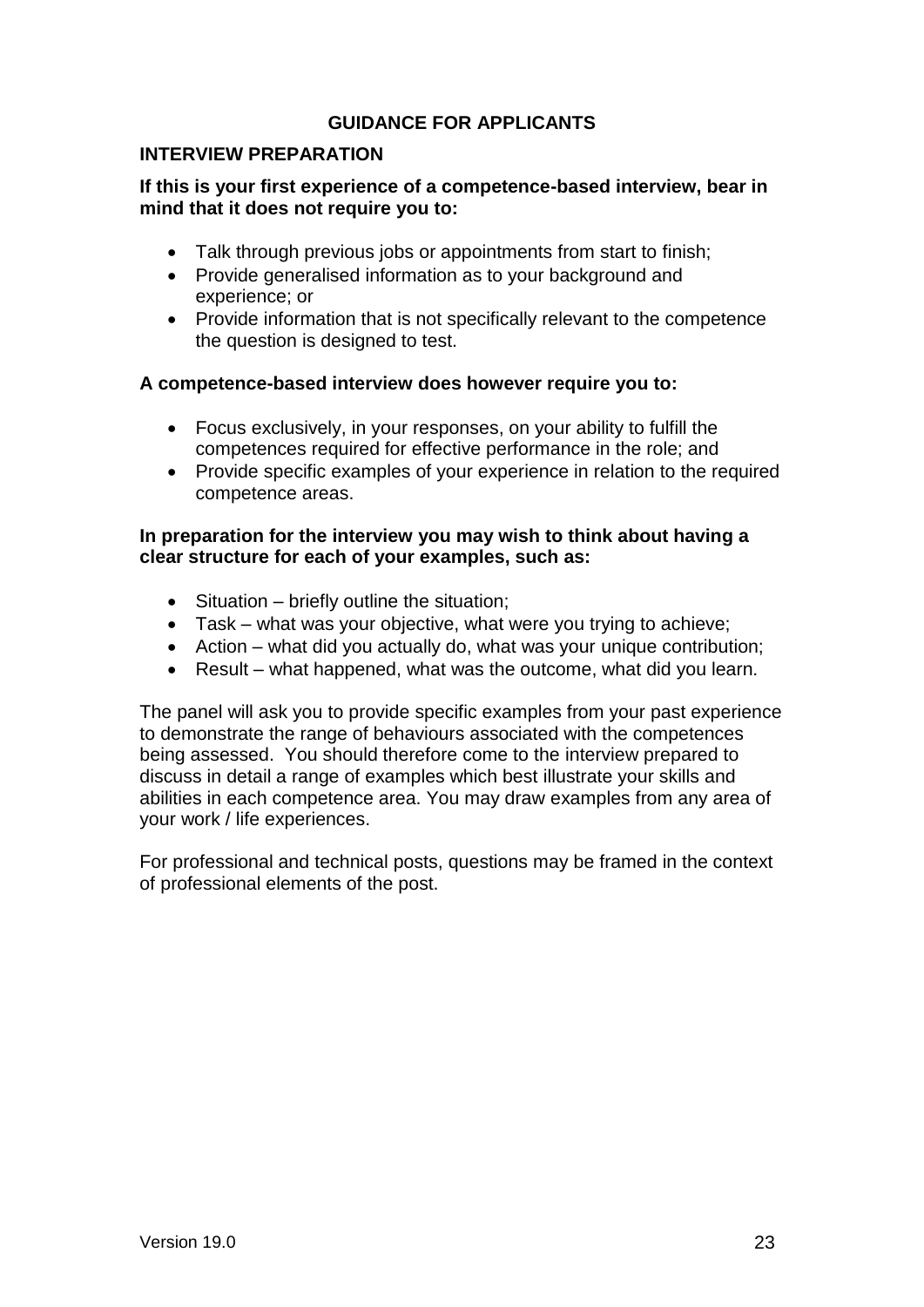# GUIDANCE FOR APPLICANTS

## INTERVIEW PREPARATION

**If this is your first experience of a competence-based interview, bear in mind that it does not require you to:**

- Talk through previous jobs or appointments from start to finish;
- Provide generalised information as to your background and experience; or
- Provide information that is not specifically relevant to the competence the question is designed to test.

**A competence-based interview does however require you to:**

- Focus exclusively, in your responses, on your ability to fulfill the competences required for effective performance in the role; and
- Provide specific examples of your experience in relation to the required competence areas.

**In preparation for the interview you may wish to think about having a clear structure for each of your examples, such as:**

- Situation – briefly outline the situation;
- Task – what was your objective, what were you trying to achieve;
- Action – what did you actually do, what was your unique contribution;
- Result – what happened, what was the outcome, what did you learn.

The panel will ask you to provide specific examples from your past experience to demonstrate the range of behaviours associated with the competences being assessed. You should therefore come to the interview prepared to discuss in detail a range of examples which best illustrate your skills and abilities in each competence area. You may draw examples from any area of your work / life experiences.

For professional and technical posts, questions may be framed in the context of professional elements of the post.

Version 19.0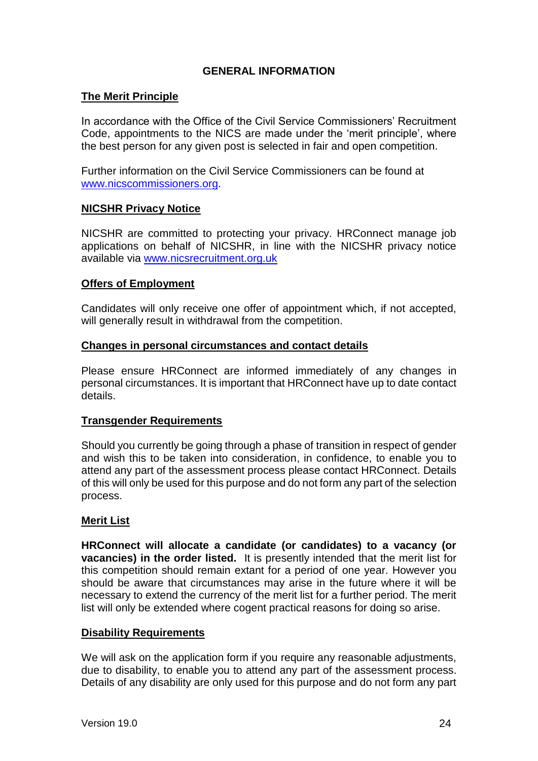## GENERAL INFORMATION

### The Merit Principle

In accordance with the Office of the Civil Service Commissioners' Recruitment Code, appointments to the NICS are made under the 'merit principle', where the best person for any given post is selected in fair and open competition.

Further information on the Civil Service Commissioners can be found at www.nicscommissioners.org.

### NICSHR Privacy Notice

NICSHR are committed to protecting your privacy. HRConnect manage job applications on behalf of NICSHR, in line with the NICSHR privacy notice available via www.nicsrecruitment.org.uk

### Offers of Employment

Candidates will only receive one offer of appointment which, if not accepted, will generally result in withdrawal from the competition.

### Changes in personal circumstances and contact details

Please ensure HRConnect are informed immediately of any changes in personal circumstances. It is important that HRConnect have up to date contact details.

### Transgender Requirements

Should you currently be going through a phase of transition in respect of gender and wish this to be taken into consideration, in confidence, to enable you to attend any part of the assessment process please contact HRConnect. Details of this will only be used for this purpose and do not form any part of the selection process.

### Merit List

**HRConnect will allocate a candidate (or candidates) to a vacancy (or vacancies) in the order listed.** It is presently intended that the merit list for this competition should remain extant for a period of one year. However you should be aware that circumstances may arise in the future where it will be necessary to extend the currency of the merit list for a further period. The merit list will only be extended where cogent practical reasons for doing so arise.

### Disability Requirements

We will ask on the application form if you require any reasonable adjustments, due to disability, to enable you to attend any part of the assessment process. Details of any disability are only used for this purpose and do not form any part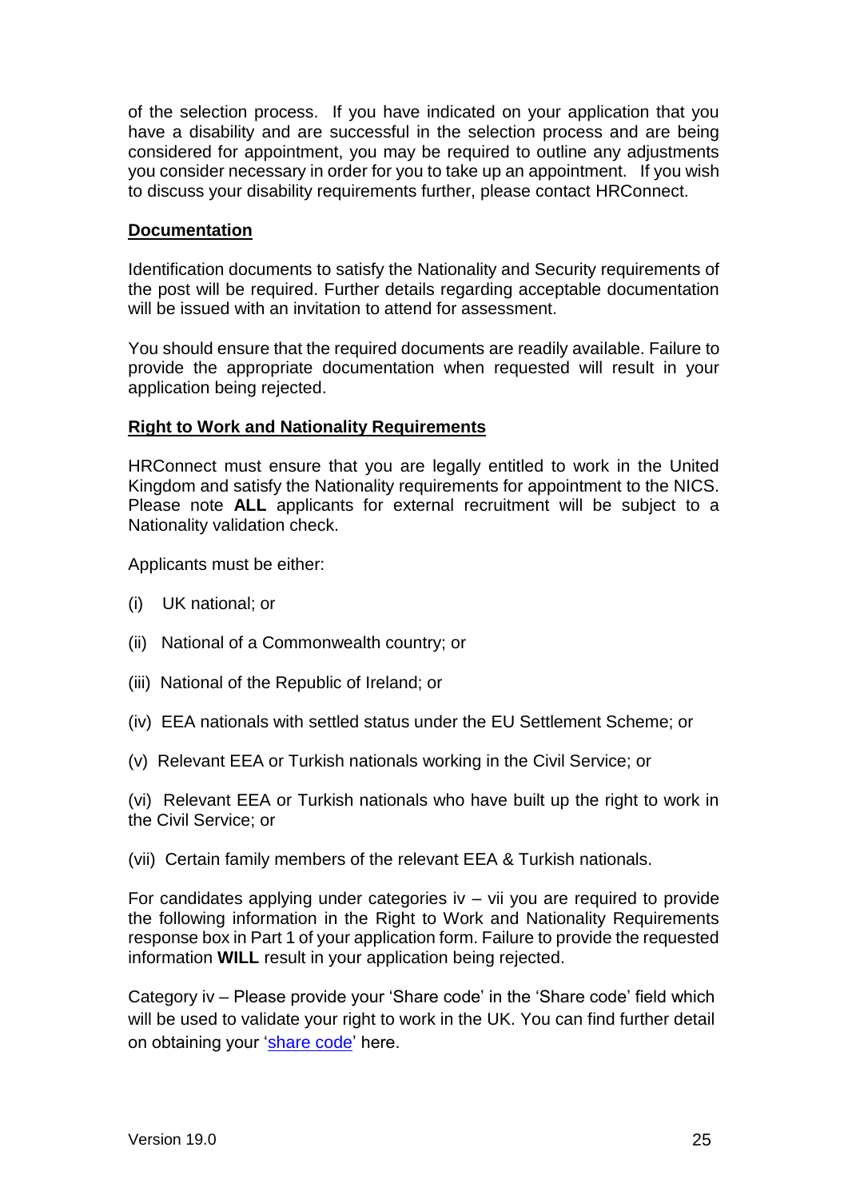of the selection process. If you have indicated on your application that you have a disability and are successful in the selection process and are being considered for appointment, you may be required to outline any adjustments you consider necessary in order for you to take up an appointment. If you wish to discuss your disability requirements further, please contact HRConnect.

## Documentation

Identification documents to satisfy the Nationality and Security requirements of the post will be required. Further details regarding acceptable documentation will be issued with an invitation to attend for assessment.

You should ensure that the required documents are readily available. Failure to provide the appropriate documentation when requested will result in your application being rejected.

## Right to Work and Nationality Requirements

HRConnect must ensure that you are legally entitled to work in the United Kingdom and satisfy the Nationality requirements for appointment to the NICS. Please note **ALL** applicants for external recruitment will be subject to a Nationality validation check.

Applicants must be either:

(i) UK national; or

(ii) National of a Commonwealth country; or

(iii) National of the Republic of Ireland; or

(iv) EEA nationals with settled status under the EU Settlement Scheme; or

(v) Relevant EEA or Turkish nationals working in the Civil Service; or

(vi) Relevant EEA or Turkish nationals who have built up the right to work in the Civil Service; or

(vii) Certain family members of the relevant EEA & Turkish nationals.

For candidates applying under categories iv – vii you are required to provide the following information in the Right to Work and Nationality Requirements response box in Part 1 of your application form. Failure to provide the requested information **WILL** result in your application being rejected.

Category iv – Please provide your 'Share code' in the 'Share code' field which will be used to validate your right to work in the UK. You can find further detail on obtaining your 'share code' here.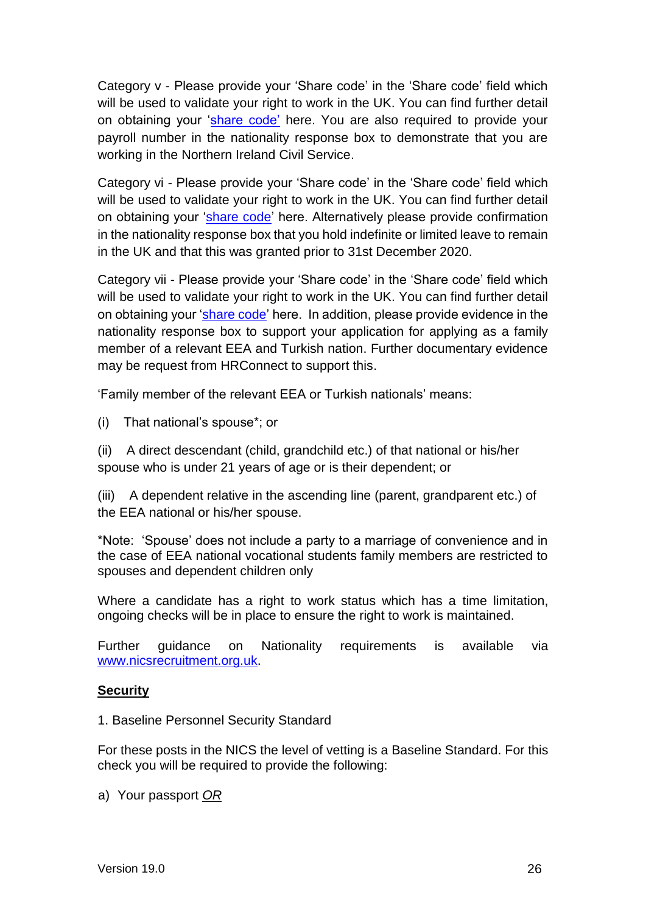Category v - Please provide your 'Share code' in the 'Share code' field which will be used to validate your right to work in the UK. You can find further detail on obtaining your 'share code' here. You are also required to provide your payroll number in the nationality response box to demonstrate that you are working in the Northern Ireland Civil Service.

Category vi - Please provide your 'Share code' in the 'Share code' field which will be used to validate your right to work in the UK. You can find further detail on obtaining your 'share code' here. Alternatively please provide confirmation in the nationality response box that you hold indefinite or limited leave to remain in the UK and that this was granted prior to 31st December 2020.

Category vii - Please provide your 'Share code' in the 'Share code' field which will be used to validate your right to work in the UK. You can find further detail on obtaining your 'share code' here. In addition, please provide evidence in the nationality response box to support your application for applying as a family member of a relevant EEA and Turkish nation. Further documentary evidence may be request from HRConnect to support this.

'Family member of the relevant EEA or Turkish nationals' means:

(i) That national's spouse*; or

(ii) A direct descendant (child, grandchild etc.) of that national or his/her spouse who is under 21 years of age or is their dependent; or

(iii) A dependent relative in the ascending line (parent, grandparent etc.) of the EEA national or his/her spouse.

*Note: 'Spouse' does not include a party to a marriage of convenience and in the case of EEA national vocational students family members are restricted to spouses and dependent children only

Where a candidate has a right to work status which has a time limitation, ongoing checks will be in place to ensure the right to work is maintained.

Further guidance on Nationality requirements is available via www.nicsrecruitment.org.uk.

**Security**

1. Baseline Personnel Security Standard

For these posts in the NICS the level of vetting is a Baseline Standard. For this check you will be required to provide the following:

a) Your passport *OR*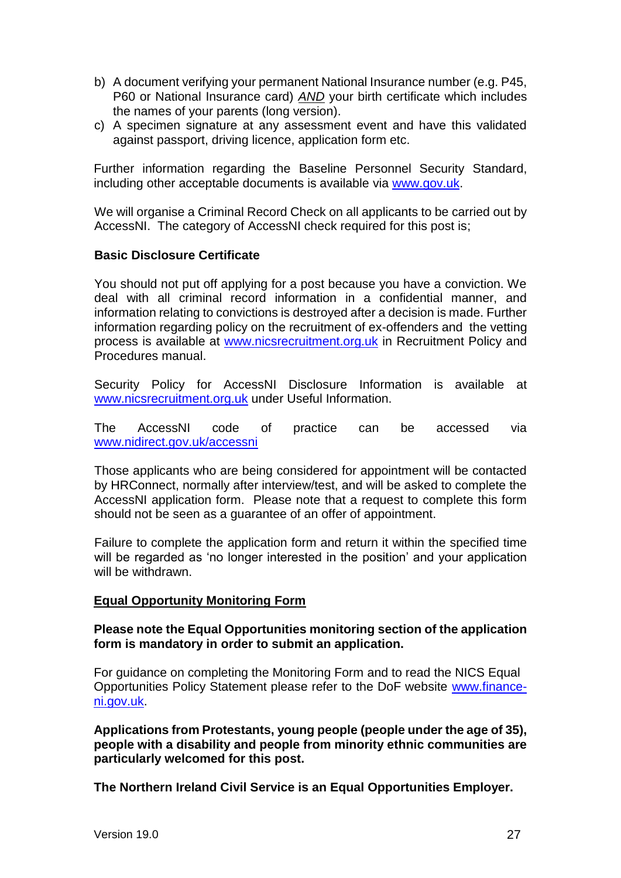b) A document verifying your permanent National Insurance number (e.g. P45, P60 or National Insurance card) ***AND*** your birth certificate which includes the names of your parents (long version).
c) A specimen signature at any assessment event and have this validated against passport, driving licence, application form etc.

Further information regarding the Baseline Personnel Security Standard, including other acceptable documents is available via www.gov.uk.

We will organise a Criminal Record Check on all applicants to be carried out by AccessNI. The category of AccessNI check required for this post is;

**Basic Disclosure Certificate**

You should not put off applying for a post because you have a conviction. We deal with all criminal record information in a confidential manner, and information relating to convictions is destroyed after a decision is made. Further information regarding policy on the recruitment of ex-offenders and the vetting process is available at www.nicsrecruitment.org.uk in Recruitment Policy and Procedures manual.

Security Policy for AccessNI Disclosure Information is available at www.nicsrecruitment.org.uk under Useful Information.

The AccessNI code of practice can be accessed via www.nidirect.gov.uk/accessni

Those applicants who are being considered for appointment will be contacted by HRConnect, normally after interview/test, and will be asked to complete the AccessNI application form. Please note that a request to complete this form should not be seen as a guarantee of an offer of appointment.

Failure to complete the application form and return it within the specified time will be regarded as 'no longer interested in the position' and your application will be withdrawn.

**Equal Opportunity Monitoring Form**

**Please note the Equal Opportunities monitoring section of the application form is mandatory in order to submit an application.**

For guidance on completing the Monitoring Form and to read the NICS Equal Opportunities Policy Statement please refer to the DoF website www.finance-ni.gov.uk.

**Applications from Protestants, young people (people under the age of 35), people with a disability and people from minority ethnic communities are particularly welcomed for this post.**

**The Northern Ireland Civil Service is an Equal Opportunities Employer.**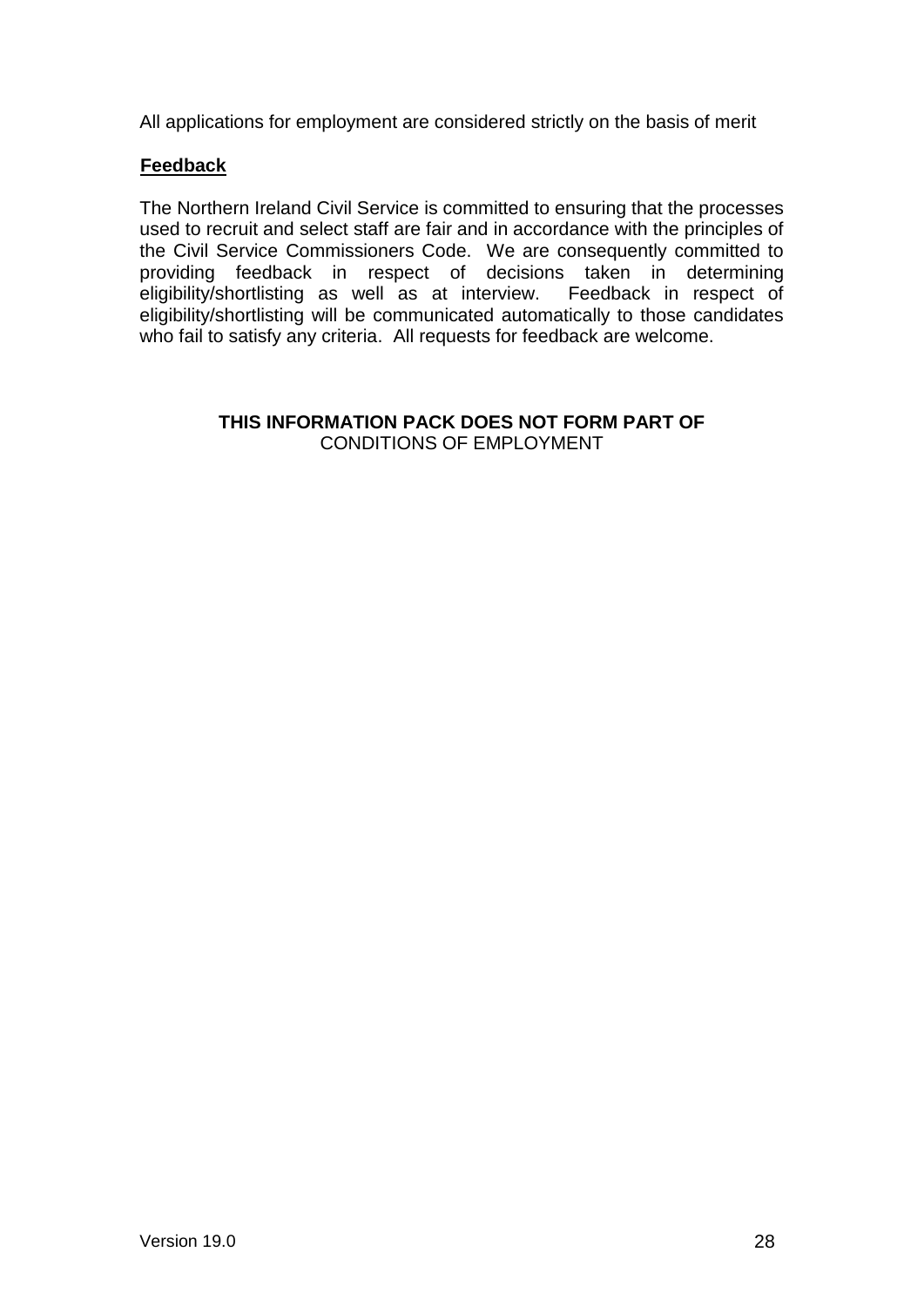All applications for employment are considered strictly on the basis of merit

## Feedback

The Northern Ireland Civil Service is committed to ensuring that the processes used to recruit and select staff are fair and in accordance with the principles of the Civil Service Commissioners Code. We are consequently committed to providing feedback in respect of decisions taken in determining eligibility/shortlisting as well as at interview. Feedback in respect of eligibility/shortlisting will be communicated automatically to those candidates who fail to satisfy any criteria. All requests for feedback are welcome.

**THIS INFORMATION PACK DOES NOT FORM PART OF**
CONDITIONS OF EMPLOYMENT

Version 19.0